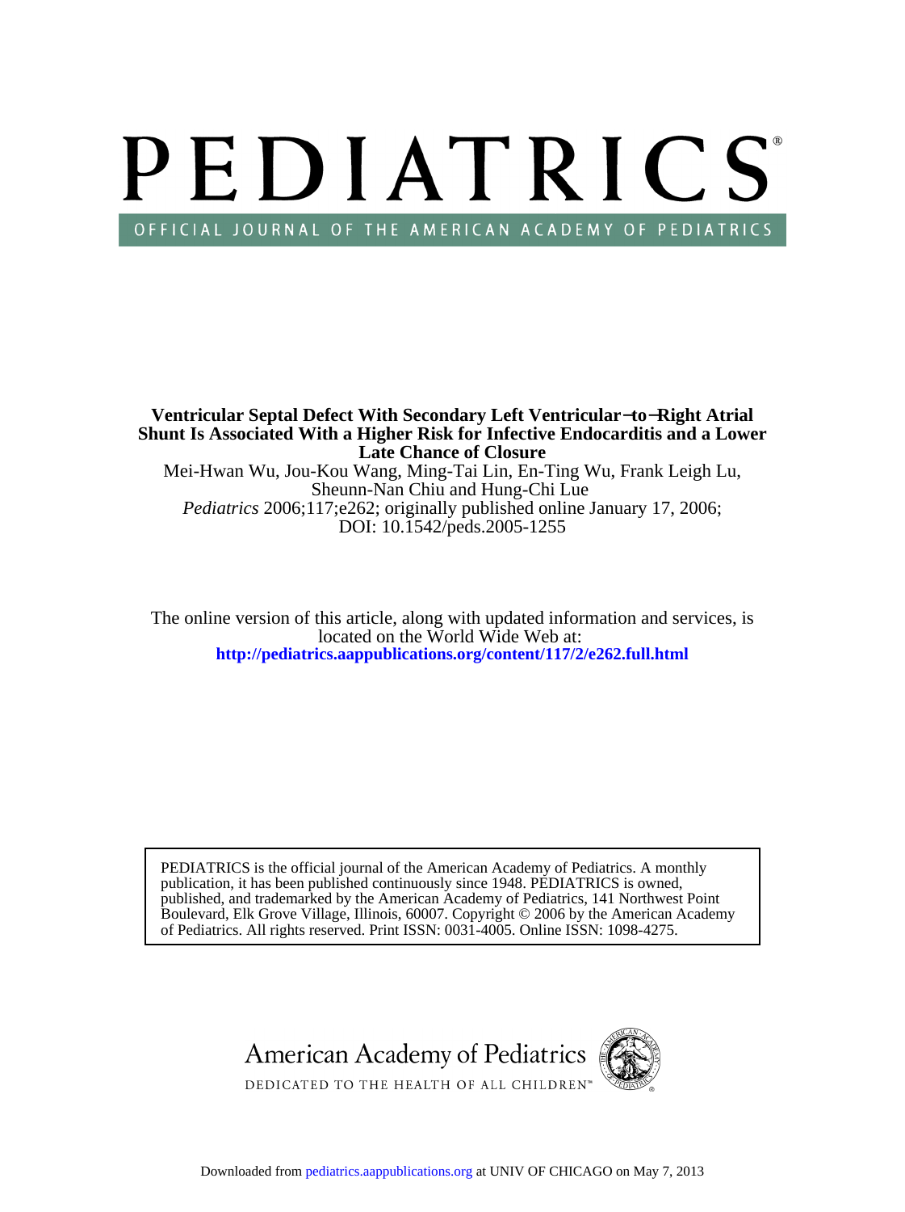# PEDIATRICS®

OFFICIAL JOURNAL OF THE AMERICAN ACADEMY OF PEDIATRICS

**Ventricular Septal Defect With Secondary Left Ventricular−to−Right Atrial Shunt Is Associated With a Higher Risk for Infective Endocarditis and a Lower Late Chance of Closure**

Mei-Hwan Wu, Jou-Kou Wang, Ming-Tai Lin, En-Ting Wu, Frank Leigh Lu, Sheunn-Nan Chiu and Hung-Chi Lue

*Pediatrics* 2006;117;e262; originally published online January 17, 2006;
DOI: 10.1542/peds.2005-1255

The online version of this article, along with updated information and services, is located on the World Wide Web at:
**http://pediatrics.aappublications.org/content/117/2/e262.full.html**

PEDIATRICS is the official journal of the American Academy of Pediatrics. A monthly publication, it has been published continuously since 1948. PEDIATRICS is owned, published, and trademarked by the American Academy of Pediatrics, 141 Northwest Point Boulevard, Elk Grove Village, Illinois, 60007. Copyright © 2006 by the American Academy of Pediatrics. All rights reserved. Print ISSN: 0031-4005. Online ISSN: 1098-4275.

American Academy of Pediatrics
DEDICATED TO THE HEALTH OF ALL CHILDREN™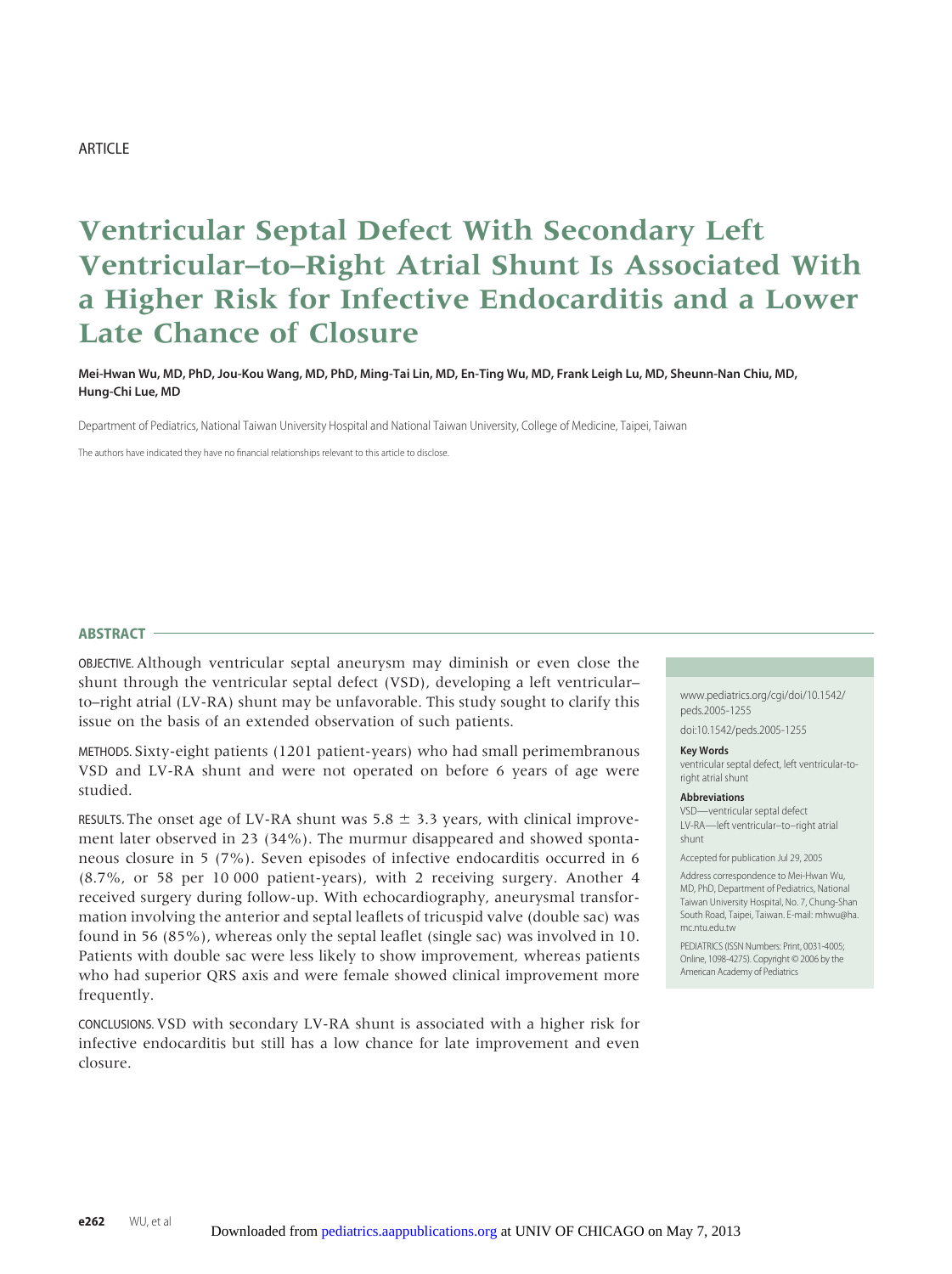ARTICLE

# Ventricular Septal Defect With Secondary Left Ventricular–to–Right Atrial Shunt Is Associated With a Higher Risk for Infective Endocarditis and a Lower Late Chance of Closure

**Mei-Hwan Wu, MD, PhD, Jou-Kou Wang, MD, PhD, Ming-Tai Lin, MD, En-Ting Wu, MD, Frank Leigh Lu, MD, Sheunn-Nan Chiu, MD, Hung-Chi Lue, MD**

Department of Pediatrics, National Taiwan University Hospital and National Taiwan University, College of Medicine, Taipei, Taiwan

The authors have indicated they have no financial relationships relevant to this article to disclose.

## ABSTRACT

OBJECTIVE. Although ventricular septal aneurysm may diminish or even close the shunt through the ventricular septal defect (VSD), developing a left ventricular–to–right atrial (LV-RA) shunt may be unfavorable. This study sought to clarify this issue on the basis of an extended observation of such patients.

METHODS. Sixty-eight patients (1201 patient-years) who had small perimembranous VSD and LV-RA shunt and were not operated on before 6 years of age were studied.

RESULTS. The onset age of LV-RA shunt was 5.8 ± 3.3 years, with clinical improvement later observed in 23 (34%). The murmur disappeared and showed spontaneous closure in 5 (7%). Seven episodes of infective endocarditis occurred in 6 (8.7%, or 58 per 10 000 patient-years), with 2 receiving surgery. Another 4 received surgery during follow-up. With echocardiography, aneurysmal transformation involving the anterior and septal leaflets of tricuspid valve (double sac) was found in 56 (85%), whereas only the septal leaflet (single sac) was involved in 10. Patients with double sac were less likely to show improvement, whereas patients who had superior QRS axis and were female showed clinical improvement more frequently.

CONCLUSIONS. VSD with secondary LV-RA shunt is associated with a higher risk for infective endocarditis but still has a low chance for late improvement and even closure.

www.pediatrics.org/cgi/doi/10.1542/peds.2005-1255

doi:10.1542/peds.2005-1255

**Key Words**
ventricular septal defect, left ventricular-to-right atrial shunt

**Abbreviations**
VSD—ventricular septal defect
LV-RA—left ventricular–to–right atrial shunt

Accepted for publication Jul 29, 2005

Address correspondence to Mei-Hwan Wu, MD, PhD, Department of Pediatrics, National Taiwan University Hospital, No. 7, Chung-Shan South Road, Taipei, Taiwan. E-mail: mhwu@ha.mc.ntu.edu.tw

PEDIATRICS (ISSN Numbers: Print, 0031-4005; Online, 1098-4275). Copyright © 2006 by the American Academy of Pediatrics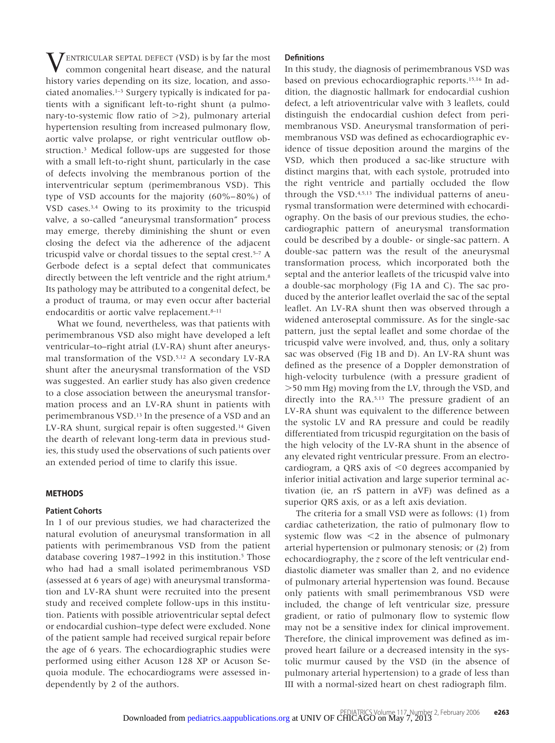VENTRICULAR SEPTAL DEFECT (VSD) is by far the most common congenital heart disease, and the natural history varies depending on its size, location, and associated anomalies.[1–3] Surgery typically is indicated for patients with a significant left-to-right shunt (a pulmonary-to-systemic flow ratio of >2), pulmonary arterial hypertension resulting from increased pulmonary flow, aortic valve prolapse, or right ventricular outflow obstruction.[3] Medical follow-ups are suggested for those with a small left-to-right shunt, particularly in the case of defects involving the membranous portion of the interventricular septum (perimembranous VSD). This type of VSD accounts for the majority (60%–80%) of VSD cases.[3,4] Owing to its proximity to the tricuspid valve, a so-called "aneurysmal transformation" process may emerge, thereby diminishing the shunt or even closing the defect via the adherence of the adjacent tricuspid valve or chordal tissues to the septal crest.[5–7] A Gerbode defect is a septal defect that communicates directly between the left ventricle and the right atrium.[8] Its pathology may be attributed to a congenital defect, be a product of trauma, or may even occur after bacterial endocarditis or aortic valve replacement.[8–11]

What we found, nevertheless, was that patients with perimembranous VSD also might have developed a left ventricular–to–right atrial (LV-RA) shunt after aneurysmal transformation of the VSD.[5,12] A secondary LV-RA shunt after the aneurysmal transformation of the VSD was suggested. An earlier study has also given credence to a close association between the aneurysmal transformation process and an LV-RA shunt in patients with perimembranous VSD.[13] In the presence of a VSD and an LV-RA shunt, surgical repair is often suggested.[14] Given the dearth of relevant long-term data in previous studies, this study used the observations of such patients over an extended period of time to clarify this issue.

## METHODS

### Patient Cohorts

In 1 of our previous studies, we had characterized the natural evolution of aneurysmal transformation in all patients with perimembranous VSD from the patient database covering 1987–1992 in this institution.[5] Those who had had a small isolated perimembranous VSD (assessed at 6 years of age) with aneurysmal transformation and LV-RA shunt were recruited into the present study and received complete follow-ups in this institution. Patients with possible atrioventricular septal defect or endocardial cushion–type defect were excluded. None of the patient sample had received surgical repair before the age of 6 years. The echocardiographic studies were performed using either Acuson 128 XP or Acuson Sequoia module. The echocardiograms were assessed independently by 2 of the authors.

### Definitions

In this study, the diagnosis of perimembranous VSD was based on previous echocardiographic reports.[15,16] In addition, the diagnostic hallmark for endocardial cushion defect, a left atrioventricular valve with 3 leaflets, could distinguish the endocardial cushion defect from perimembranous VSD. Aneurysmal transformation of perimembranous VSD was defined as echocardiographic evidence of tissue deposition around the margins of the VSD, which then produced a sac-like structure with distinct margins that, with each systole, protruded into the right ventricle and partially occluded the flow through the VSD.[4,5,13] The individual patterns of aneurysmal transformation were determined with echocardiography. On the basis of our previous studies, the echocardiographic pattern of aneurysmal transformation could be described by a double- or single-sac pattern. A double-sac pattern was the result of the aneurysmal transformation process, which incorporated both the septal and the anterior leaflets of the tricuspid valve into a double-sac morphology (Fig 1A and C). The sac produced by the anterior leaflet overlaid the sac of the septal leaflet. An LV-RA shunt then was observed through a widened anteroseptal commissure. As for the single-sac pattern, just the septal leaflet and some chordae of the tricuspid valve were involved, and, thus, only a solitary sac was observed (Fig 1B and D). An LV-RA shunt was defined as the presence of a Doppler demonstration of high-velocity turbulence (with a pressure gradient of >50 mm Hg) moving from the LV, through the VSD, and directly into the RA.[5,13] The pressure gradient of an LV-RA shunt was equivalent to the difference between the systolic LV and RA pressure and could be readily differentiated from tricuspid regurgitation on the basis of the high velocity of the LV-RA shunt in the absence of any elevated right ventricular pressure. From an electrocardiogram, a QRS axis of <0 degrees accompanied by inferior initial activation and large superior terminal activation (ie, an rS pattern in aVF) was defined as a superior QRS axis, or as a left axis deviation.

The criteria for a small VSD were as follows: (1) from cardiac catheterization, the ratio of pulmonary flow to systemic flow was <2 in the absence of pulmonary arterial hypertension or pulmonary stenosis; or (2) from echocardiography, the *z* score of the left ventricular end-diastolic diameter was smaller than 2, and no evidence of pulmonary arterial hypertension was found. Because only patients with small perimembranous VSD were included, the change of left ventricular size, pressure gradient, or ratio of pulmonary flow to systemic flow may not be a sensitive index for clinical improvement. Therefore, the clinical improvement was defined as improved heart failure or a decreased intensity in the systolic murmur caused by the VSD (in the absence of pulmonary arterial hypertension) to a grade of less than III with a normal-sized heart on chest radiograph film.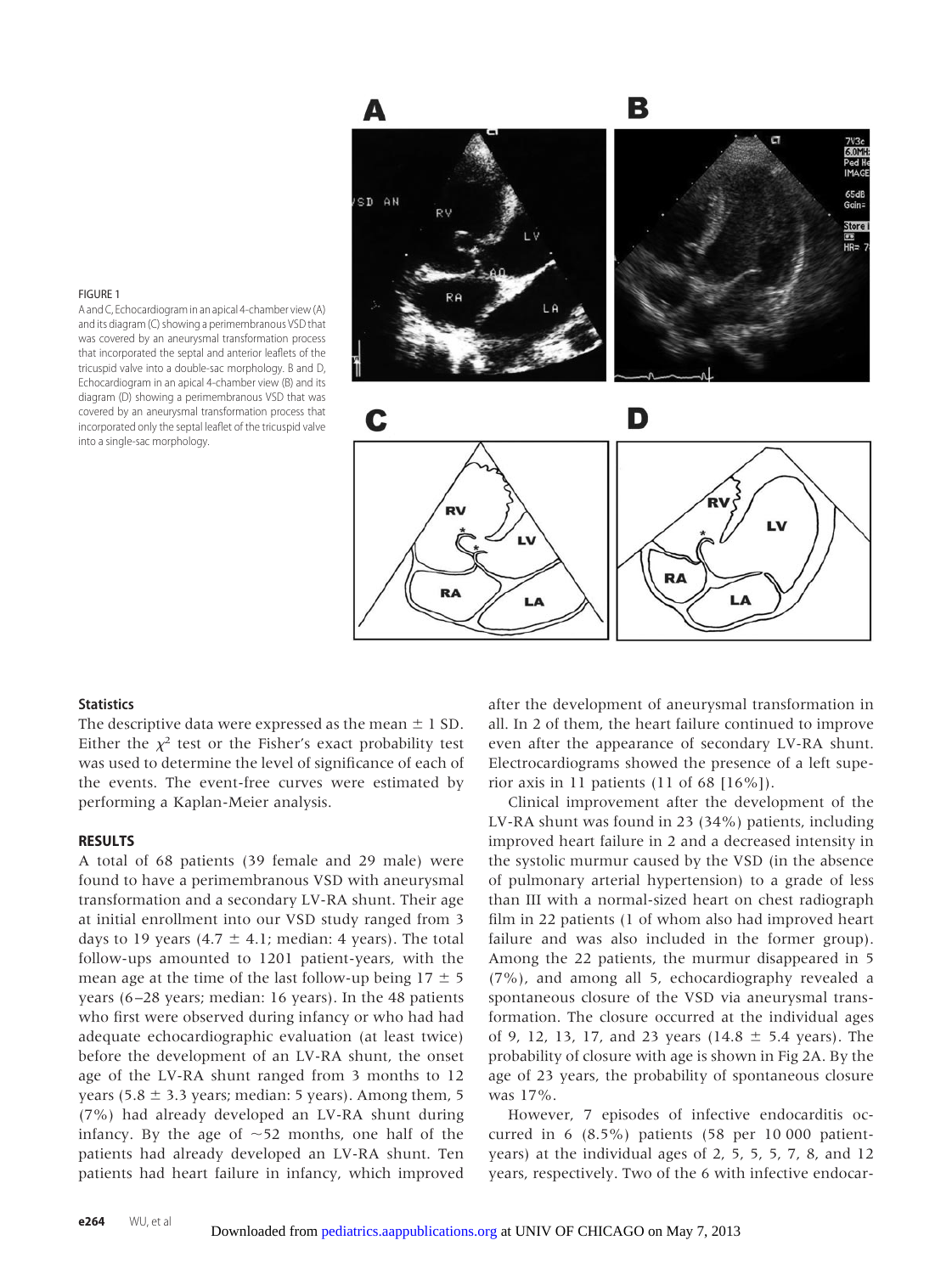FIGURE 1

A and C, Echocardiogram in an apical 4-chamber view (A) and its diagram (C) showing a perimembranous VSD that was covered by an aneurysmal transformation process that incorporated the septal and anterior leaflets of the tricuspid valve into a double-sac morphology. B and D, Echocardiogram in an apical 4-chamber view (B) and its diagram (D) showing a perimembranous VSD that was covered by an aneurysmal transformation process that incorporated only the septal leaflet of the tricuspid valve into a single-sac morphology.

### Statistics

The descriptive data were expressed as the mean ± 1 SD. Either the $\chi^2$ test or the Fisher's exact probability test was used to determine the level of significance of each of the events. The event-free curves were estimated by performing a Kaplan-Meier analysis.

## RESULTS

A total of 68 patients (39 female and 29 male) were found to have a perimembranous VSD with aneurysmal transformation and a secondary LV-RA shunt. Their age at initial enrollment into our VSD study ranged from 3 days to 19 years (4.7 ± 4.1; median: 4 years). The total follow-ups amounted to 1201 patient-years, with the mean age at the time of the last follow-up being 17 ± 5 years (6–28 years; median: 16 years). In the 48 patients who first were observed during infancy or who had had adequate echocardiographic evaluation (at least twice) before the development of an LV-RA shunt, the onset age of the LV-RA shunt ranged from 3 months to 12 years (5.8 ± 3.3 years; median: 5 years). Among them, 5 (7%) had already developed an LV-RA shunt during infancy. By the age of ~52 months, one half of the patients had already developed an LV-RA shunt. Ten patients had heart failure in infancy, which improved after the development of aneurysmal transformation in all. In 2 of them, the heart failure continued to improve even after the appearance of secondary LV-RA shunt. Electrocardiograms showed the presence of a left superior axis in 11 patients (11 of 68 [16%]).

Clinical improvement after the development of the LV-RA shunt was found in 23 (34%) patients, including improved heart failure in 2 and a decreased intensity in the systolic murmur caused by the VSD (in the absence of pulmonary arterial hypertension) to a grade of less than III with a normal-sized heart on chest radiograph film in 22 patients (1 of whom also had improved heart failure and was also included in the former group). Among the 22 patients, the murmur disappeared in 5 (7%), and among all 5, echocardiography revealed a spontaneous closure of the VSD via aneurysmal transformation. The closure occurred at the individual ages of 9, 12, 13, 17, and 23 years (14.8 ± 5.4 years). The probability of closure with age is shown in Fig 2A. By the age of 23 years, the probability of spontaneous closure was 17%.

However, 7 episodes of infective endocarditis occurred in 6 (8.5%) patients (58 per 10 000 patient-years) at the individual ages of 2, 5, 5, 5, 7, 8, and 12 years, respectively. Two of the 6 with infective endocar-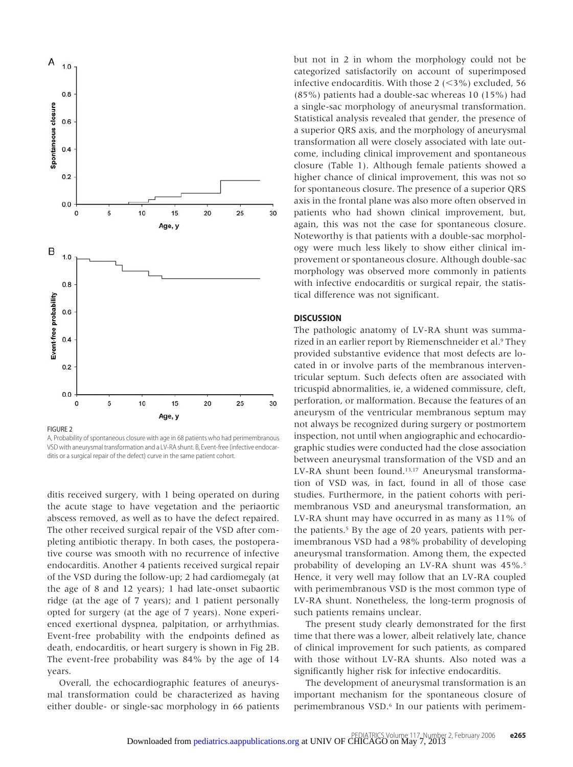FIGURE 2

A, Probability of spontaneous closure with age in 68 patients who had perimembranous VSD with aneurysmal transformation and a LV-RA shunt. B, Event-free (infective endocarditis or a surgical repair of the defect) curve in the same patient cohort.

ditis received surgery, with 1 being operated on during the acute stage to have vegetation and the periaortic abscess removed, as well as to have the defect repaired. The other received surgical repair of the VSD after completing antibiotic therapy. In both cases, the postoperative course was smooth with no recurrence of infective endocarditis. Another 4 patients received surgical repair of the VSD during the follow-up; 2 had cardiomegaly (at the age of 8 and 12 years); 1 had late-onset subaortic ridge (at the age of 7 years); and 1 patient personally opted for surgery (at the age of 7 years). None experienced exertional dyspnea, palpitation, or arrhythmias. Event-free probability with the endpoints defined as death, endocarditis, or heart surgery is shown in Fig 2B. The event-free probability was 84% by the age of 14 years.

Overall, the echocardiographic features of aneurysmal transformation could be characterized as having either double- or single-sac morphology in 66 patients but not in 2 in whom the morphology could not be categorized satisfactorily on account of superimposed infective endocarditis. With those 2 (<3%) excluded, 56 (85%) patients had a double-sac whereas 10 (15%) had a single-sac morphology of aneurysmal transformation. Statistical analysis revealed that gender, the presence of a superior QRS axis, and the morphology of aneurysmal transformation all were closely associated with late outcome, including clinical improvement and spontaneous closure (Table 1). Although female patients showed a higher chance of clinical improvement, this was not so for spontaneous closure. The presence of a superior QRS axis in the frontal plane was also more often observed in patients who had shown clinical improvement, but, again, this was not the case for spontaneous closure. Noteworthy is that patients with a double-sac morphology were much less likely to show either clinical improvement or spontaneous closure. Although double-sac morphology was observed more commonly in patients with infective endocarditis or surgical repair, the statistical difference was not significant.

## DISCUSSION

The pathologic anatomy of LV-RA shunt was summarized in an earlier report by Riemenschneider et al.[9] They provided substantive evidence that most defects are located in or involve parts of the membranous interventricular septum. Such defects often are associated with tricuspid abnormalities, ie, a widened commissure, cleft, perforation, or malformation. Because the features of an aneurysm of the ventricular membranous septum may not always be recognized during surgery or postmortem inspection, not until when angiographic and echocardiographic studies were conducted had the close association between aneurysmal transformation of the VSD and an LV-RA shunt been found.[13,17] Aneurysmal transformation of VSD was, in fact, found in all of those case studies. Furthermore, in the patient cohorts with perimembranous VSD and aneurysmal transformation, an LV-RA shunt may have occurred in as many as 11% of the patients.[5] By the age of 20 years, patients with perimembranous VSD had a 98% probability of developing aneurysmal transformation. Among them, the expected probability of developing an LV-RA shunt was 45%.[5] Hence, it very well may follow that an LV-RA coupled with perimembranous VSD is the most common type of LV-RA shunt. Nonetheless, the long-term prognosis of such patients remains unclear.

The present study clearly demonstrated for the first time that there was a lower, albeit relatively late, chance of clinical improvement for such patients, as compared with those without LV-RA shunts. Also noted was a significantly higher risk for infective endocarditis.

The development of aneurysmal transformation is an important mechanism for the spontaneous closure of perimembranous VSD.[6] In our patients with perimem-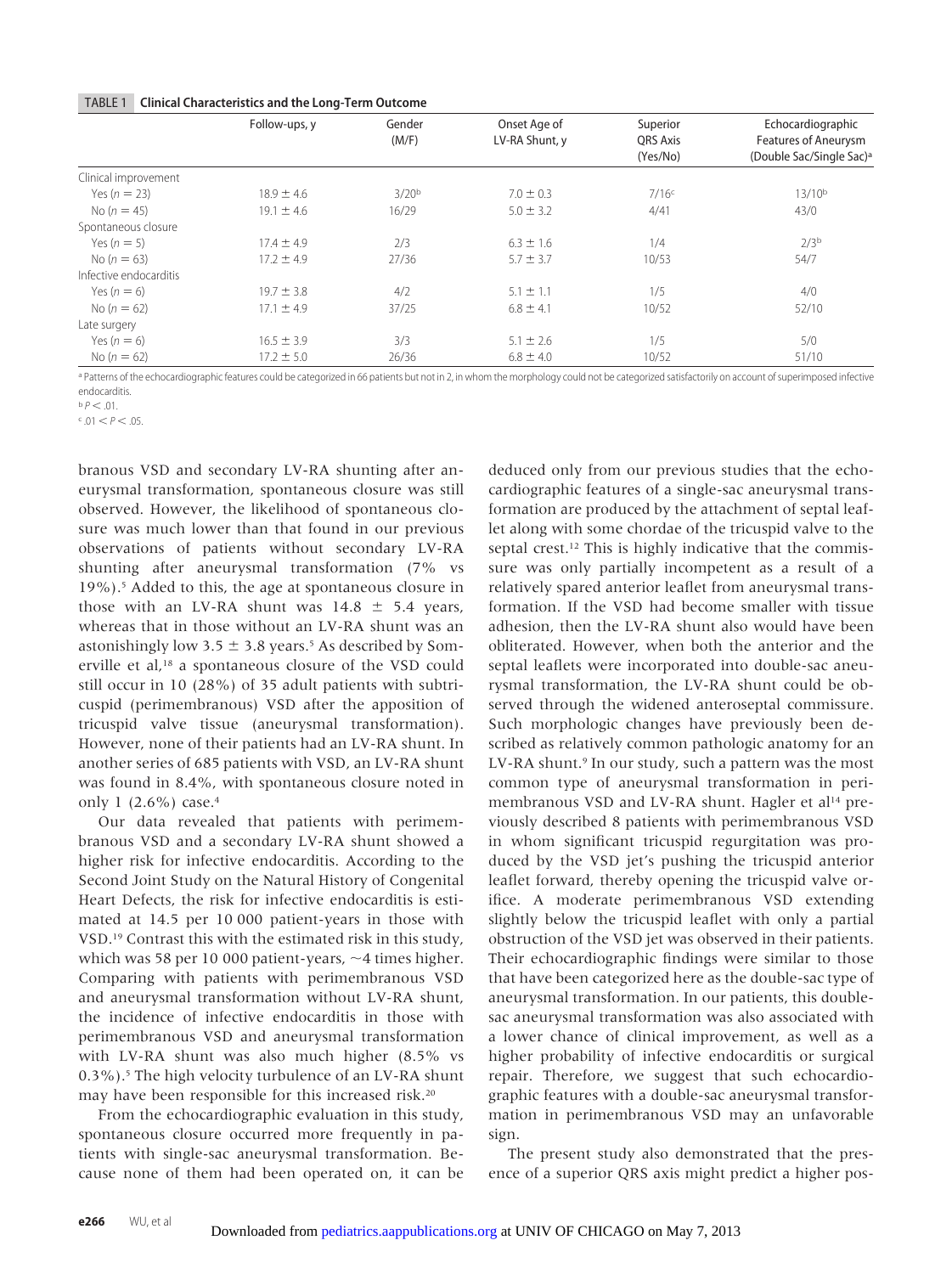**TABLE 1 Clinical Characteristics and the Long-Term Outcome**

| | Follow-ups, y | Gender (M/F) | Onset Age of LV-RA Shunt, y | Superior QRS Axis (Yes/No) | Echocardiographic Features of Aneurysm (Double Sac/Single Sac)[a] |
|---|---|---|---|---|---|
| Clinical improvement | | | | | |
| Yes ($n = 23$) | 18.9 ± 4.6 | 3/20[b] | 7.0 ± 0.3 | 7/16[c] | 13/10[b] |
| No ($n = 45$) | 19.1 ± 4.6 | 16/29 | 5.0 ± 3.2 | 4/41 | 43/0 |
| Spontaneous closure | | | | | |
| Yes ($n = 5$) | 17.4 ± 4.9 | 2/3 | 6.3 ± 1.6 | 1/4 | 2/3[b] |
| No ($n = 63$) | 17.2 ± 4.9 | 27/36 | 5.7 ± 3.7 | 10/53 | 54/7 |
| Infective endocarditis | | | | | |
| Yes ($n = 6$) | 19.7 ± 3.8 | 4/2 | 5.1 ± 1.1 | 1/5 | 4/0 |
| No ($n = 62$) | 17.1 ± 4.9 | 37/25 | 6.8 ± 4.1 | 10/52 | 52/10 |
| Late surgery | | | | | |
| Yes ($n = 6$) | 16.5 ± 3.9 | 3/3 | 5.1 ± 2.6 | 1/5 | 5/0 |
| No ($n = 62$) | 17.2 ± 5.0 | 26/36 | 6.8 ± 4.0 | 10/52 | 51/10 |

[a] Patterns of the echocardiographic features could be categorized in 66 patients but not in 2, in whom the morphology could not be categorized satisfactorily on account of superimposed infective endocarditis.

[b] $P < .01$.

[c] $.01 < P < .05$.

branous VSD and secondary LV-RA shunting after aneurysmal transformation, spontaneous closure was still observed. However, the likelihood of spontaneous closure was much lower than that found in our previous observations of patients without secondary LV-RA shunting after aneurysmal transformation (7% vs 19%).[5] Added to this, the age at spontaneous closure in those with an LV-RA shunt was 14.8 ± 5.4 years, whereas that in those without an LV-RA shunt was an astonishingly low 3.5 ± 3.8 years.[5] As described by Somerville et al,[18] a spontaneous closure of the VSD could still occur in 10 (28%) of 35 adult patients with subtricuspid (perimembranous) VSD after the apposition of tricuspid valve tissue (aneurysmal transformation). However, none of their patients had an LV-RA shunt. In another series of 685 patients with VSD, an LV-RA shunt was found in 8.4%, with spontaneous closure noted in only 1 (2.6%) case.[4]

Our data revealed that patients with perimembranous VSD and a secondary LV-RA shunt showed a higher risk for infective endocarditis. According to the Second Joint Study on the Natural History of Congenital Heart Defects, the risk for infective endocarditis is estimated at 14.5 per 10 000 patient-years in those with VSD.[19] Contrast this with the estimated risk in this study, which was 58 per 10 000 patient-years, ~4 times higher. Comparing with patients with perimembranous VSD and aneurysmal transformation without LV-RA shunt, the incidence of infective endocarditis in those with perimembranous VSD and aneurysmal transformation with LV-RA shunt was also much higher (8.5% vs 0.3%).[5] The high velocity turbulence of an LV-RA shunt may have been responsible for this increased risk.[20]

From the echocardiographic evaluation in this study, spontaneous closure occurred more frequently in patients with single-sac aneurysmal transformation. Because none of them had been operated on, it can be deduced only from our previous studies that the echocardiographic features of a single-sac aneurysmal transformation are produced by the attachment of septal leaflet along with some chordae of the tricuspid valve to the septal crest.[12] This is highly indicative that the commissure was only partially incompetent as a result of a relatively spared anterior leaflet from aneurysmal transformation. If the VSD had become smaller with tissue adhesion, then the LV-RA shunt also would have been obliterated. However, when both the anterior and the septal leaflets were incorporated into double-sac aneurysmal transformation, the LV-RA shunt could be observed through the widened anteroseptal commissure. Such morphologic changes have previously been described as relatively common pathologic anatomy for an LV-RA shunt.[9] In our study, such a pattern was the most common type of aneurysmal transformation in perimembranous VSD and LV-RA shunt. Hagler et al[14] previously described 8 patients with perimembranous VSD in whom significant tricuspid regurgitation was produced by the VSD jet's pushing the tricuspid anterior leaflet forward, thereby opening the tricuspid valve orifice. A moderate perimembranous VSD extending slightly below the tricuspid leaflet with only a partial obstruction of the VSD jet was observed in their patients. Their echocardiographic findings were similar to those that have been categorized here as the double-sac type of aneurysmal transformation. In our patients, this double-sac aneurysmal transformation was also associated with a lower chance of clinical improvement, as well as a higher probability of infective endocarditis or surgical repair. Therefore, we suggest that such echocardiographic features with a double-sac aneurysmal transformation in perimembranous VSD may an unfavorable sign.

The present study also demonstrated that the presence of a superior QRS axis might predict a higher pos-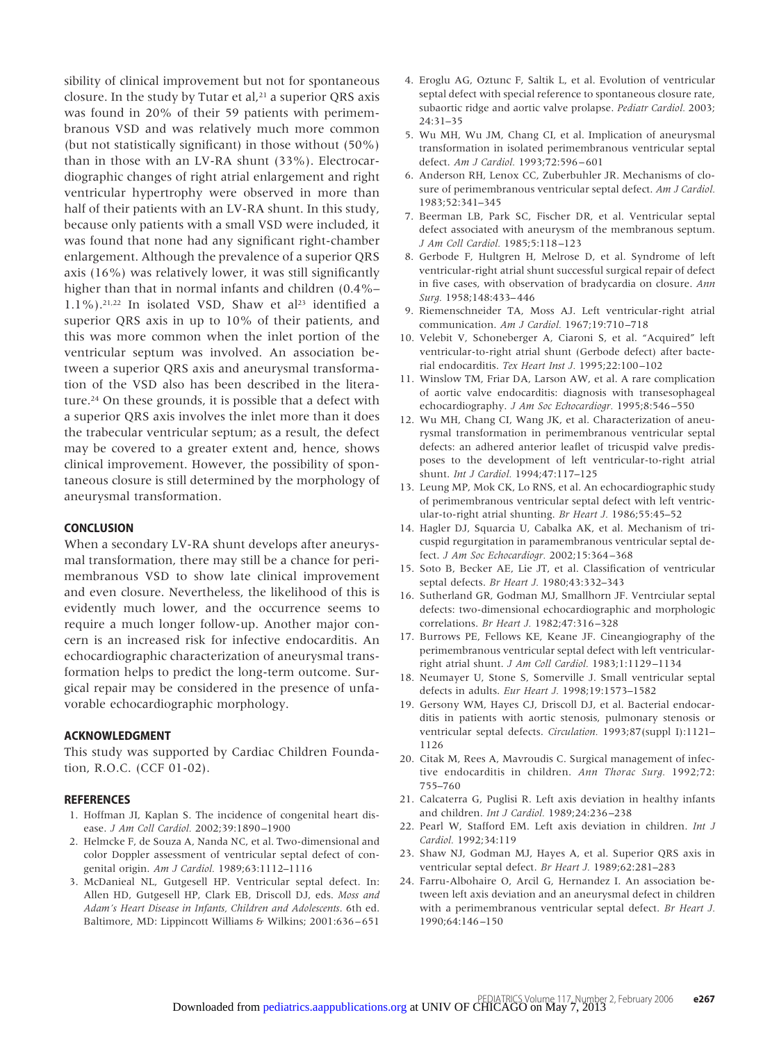sibility of clinical improvement but not for spontaneous closure. In the study by Tutar et al,[21] a superior QRS axis was found in 20% of their 59 patients with perimembranous VSD and was relatively much more common (but not statistically significant) in those without (50%) than in those with an LV-RA shunt (33%). Electrocardiographic changes of right atrial enlargement and right ventricular hypertrophy were observed in more than half of their patients with an LV-RA shunt. In this study, because only patients with a small VSD were included, it was found that none had any significant right-chamber enlargement. Although the prevalence of a superior QRS axis (16%) was relatively lower, it was still significantly higher than that in normal infants and children (0.4%–1.1%).[21,22] In isolated VSD, Shaw et al[23] identified a superior QRS axis in up to 10% of their patients, and this was more common when the inlet portion of the ventricular septum was involved. An association between a superior QRS axis and aneurysmal transformation of the VSD also has been described in the literature.[24] On these grounds, it is possible that a defect with a superior QRS axis involves the inlet more than it does the trabecular ventricular septum; as a result, the defect may be covered to a greater extent and, hence, shows clinical improvement. However, the possibility of spontaneous closure is still determined by the morphology of aneurysmal transformation.

## CONCLUSION

When a secondary LV-RA shunt develops after aneurysmal transformation, there may still be a chance for perimembranous VSD to show late clinical improvement and even closure. Nevertheless, the likelihood of this is evidently much lower, and the occurrence seems to require a much longer follow-up. Another major concern is an increased risk for infective endocarditis. An echocardiographic characterization of aneurysmal transformation helps to predict the long-term outcome. Surgical repair may be considered in the presence of unfavorable echocardiographic morphology.

## ACKNOWLEDGMENT

This study was supported by Cardiac Children Foundation, R.O.C. (CCF 01-02).

## REFERENCES

1. Hoffman JI, Kaplan S. The incidence of congenital heart disease. *J Am Coll Cardiol.* 2002;39:1890–1900
2. Helmcke F, de Souza A, Nanda NC, et al. Two-dimensional and color Doppler assessment of ventricular septal defect of congenital origin. *Am J Cardiol.* 1989;63:1112–1116
3. McDanieal NL, Gutgesell HP. Ventricular septal defect. In: Allen HD, Gutgesell HP, Clark EB, Driscoll DJ, eds. *Moss and Adam's Heart Disease in Infants, Children and Adolescents*. 6th ed. Baltimore, MD: Lippincott Williams & Wilkins; 2001:636–651
4. Eroglu AG, Oztunc F, Saltik L, et al. Evolution of ventricular septal defect with special reference to spontaneous closure rate, subaortic ridge and aortic valve prolapse. *Pediatr Cardiol.* 2003;24:31–35
5. Wu MH, Wu JM, Chang CI, et al. Implication of aneurysmal transformation in isolated perimembranous ventricular septal defect. *Am J Cardiol.* 1993;72:596–601
6. Anderson RH, Lenox CC, Zuberbuhler JR. Mechanisms of closure of perimembranous ventricular septal defect. *Am J Cardiol.* 1983;52:341–345
7. Beerman LB, Park SC, Fischer DR, et al. Ventricular septal defect associated with aneurysm of the membranous septum. *J Am Coll Cardiol.* 1985;5:118–123
8. Gerbode F, Hultgren H, Melrose D, et al. Syndrome of left ventricular-right atrial shunt successful surgical repair of defect in five cases, with observation of bradycardia on closure. *Ann Surg.* 1958;148:433–446
9. Riemenschneider TA, Moss AJ. Left ventricular-right atrial communication. *Am J Cardiol.* 1967;19:710–718
10. Velebit V, Schoneberger A, Ciaroni S, et al. "Acquired" left ventricular-to-right atrial shunt (Gerbode defect) after bacterial endocarditis. *Tex Heart Inst J.* 1995;22:100–102
11. Winslow TM, Friar DA, Larson AW, et al. A rare complication of aortic valve endocarditis: diagnosis with transesophageal echocardiography. *J Am Soc Echocardiogr.* 1995;8:546–550
12. Wu MH, Chang CI, Wang JK, et al. Characterization of aneurysmal transformation in perimembranous ventricular septal defects: an adhered anterior leaflet of tricuspid valve predisposes to the development of left ventricular-to-right atrial shunt. *Int J Cardiol.* 1994;47:117–125
13. Leung MP, Mok CK, Lo RNS, et al. An echocardiographic study of perimembranous ventricular septal defect with left ventricular-to-right atrial shunting. *Br Heart J.* 1986;55:45–52
14. Hagler DJ, Squarcia U, Cabalka AK, et al. Mechanism of tricuspid regurgitation in paramembranous ventricular septal defect. *J Am Soc Echocardiogr.* 2002;15:364–368
15. Soto B, Becker AE, Lie JT, et al. Classification of ventricular septal defects. *Br Heart J.* 1980;43:332–343
16. Sutherland GR, Godman MJ, Smallhorn JF. Ventrciular septal defects: two-dimensional echocardiographic and morphologic correlations. *Br Heart J.* 1982;47:316–328
17. Burrows PE, Fellows KE, Keane JF. Cineangiography of the perimembranous ventricular septal defect with left ventricular-right atrial shunt. *J Am Coll Cardiol.* 1983;1:1129–1134
18. Neumayer U, Stone S, Somerville J. Small ventricular septal defects in adults. *Eur Heart J.* 1998;19:1573–1582
19. Gersony WM, Hayes CJ, Driscoll DJ, et al. Bacterial endocarditis in patients with aortic stenosis, pulmonary stenosis or ventricular septal defects. *Circulation.* 1993;87(suppl I):1121–1126
20. Citak M, Rees A, Mavroudis C. Surgical management of infective endocarditis in children. *Ann Thorac Surg.* 1992;72:755–760
21. Calcaterra G, Puglisi R. Left axis deviation in healthy infants and children. *Int J Cardiol.* 1989;24:236–238
22. Pearl W, Stafford EM. Left axis deviation in children. *Int J Cardiol.* 1992;34:119
23. Shaw NJ, Godman MJ, Hayes A, et al. Superior QRS axis in ventricular septal defect. *Br Heart J.* 1989;62:281–283
24. Farru-Albohaire O, Arcil G, Hernandez I. An association between left axis deviation and an aneurysmal defect in children with a perimembranous ventricular septal defect. *Br Heart J.* 1990;64:146–150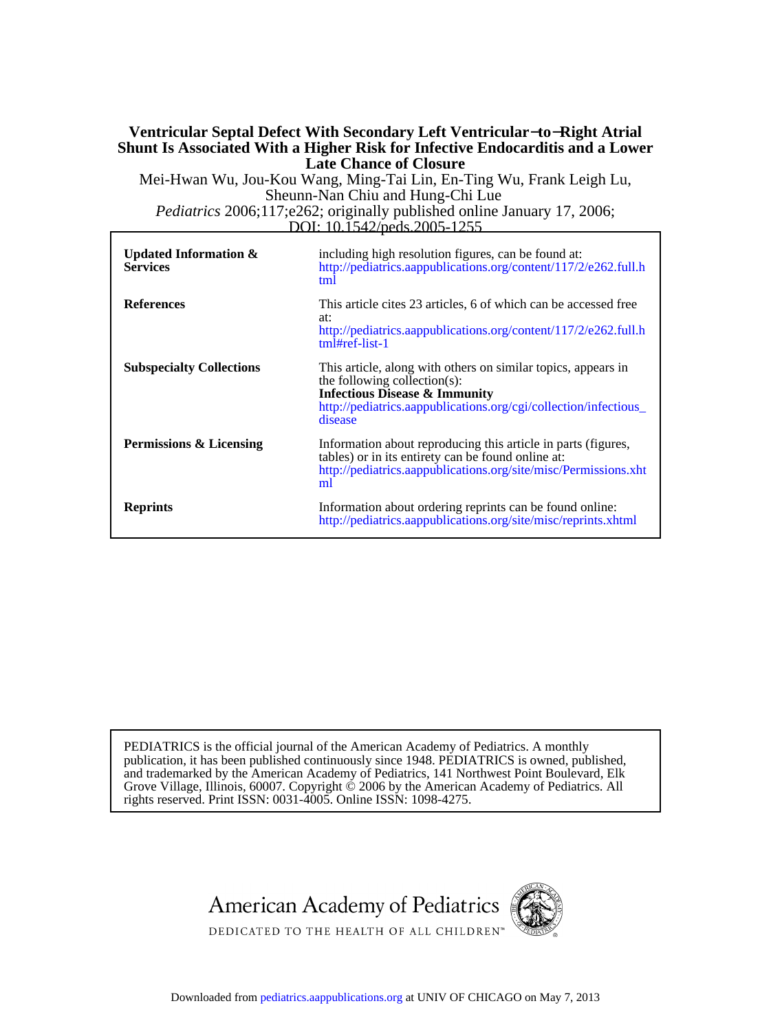**Ventricular Septal Defect With Secondary Left Ventricular–to–Right Atrial Shunt Is Associated With a Higher Risk for Infective Endocarditis and a Lower Late Chance of Closure**

Mei-Hwan Wu, Jou-Kou Wang, Ming-Tai Lin, En-Ting Wu, Frank Leigh Lu, Sheunn-Nan Chiu and Hung-Chi Lue

*Pediatrics* 2006;117;e262; originally published online January 17, 2006;

DOI: 10.1542/peds.2005-1255

| | |
|---|---|
| **Updated Information & Services** | including high resolution figures, can be found at: http://pediatrics.aappublications.org/content/117/2/e262.full.html |
| **References** | This article cites 23 articles, 6 of which can be accessed free at: http://pediatrics.aappublications.org/content/117/2/e262.full.html#ref-list-1 |
| **Subspecialty Collections** | This article, along with others on similar topics, appears in the following collection(s): **Infectious Disease & Immunity** http://pediatrics.aappublications.org/cgi/collection/infectious_disease |
| **Permissions & Licensing** | Information about reproducing this article in parts (figures, tables) or in its entirety can be found online at: http://pediatrics.aappublications.org/site/misc/Permissions.xhtml |
| **Reprints** | Information about ordering reprints can be found online: http://pediatrics.aappublications.org/site/misc/reprints.xhtml |

PEDIATRICS is the official journal of the American Academy of Pediatrics. A monthly publication, it has been published continuously since 1948. PEDIATRICS is owned, published, and trademarked by the American Academy of Pediatrics, 141 Northwest Point Boulevard, Elk Grove Village, Illinois, 60007. Copyright © 2006 by the American Academy of Pediatrics. All rights reserved. Print ISSN: 0031-4005. Online ISSN: 1098-4275.

American Academy of Pediatrics

DEDICATED TO THE HEALTH OF ALL CHILDREN™